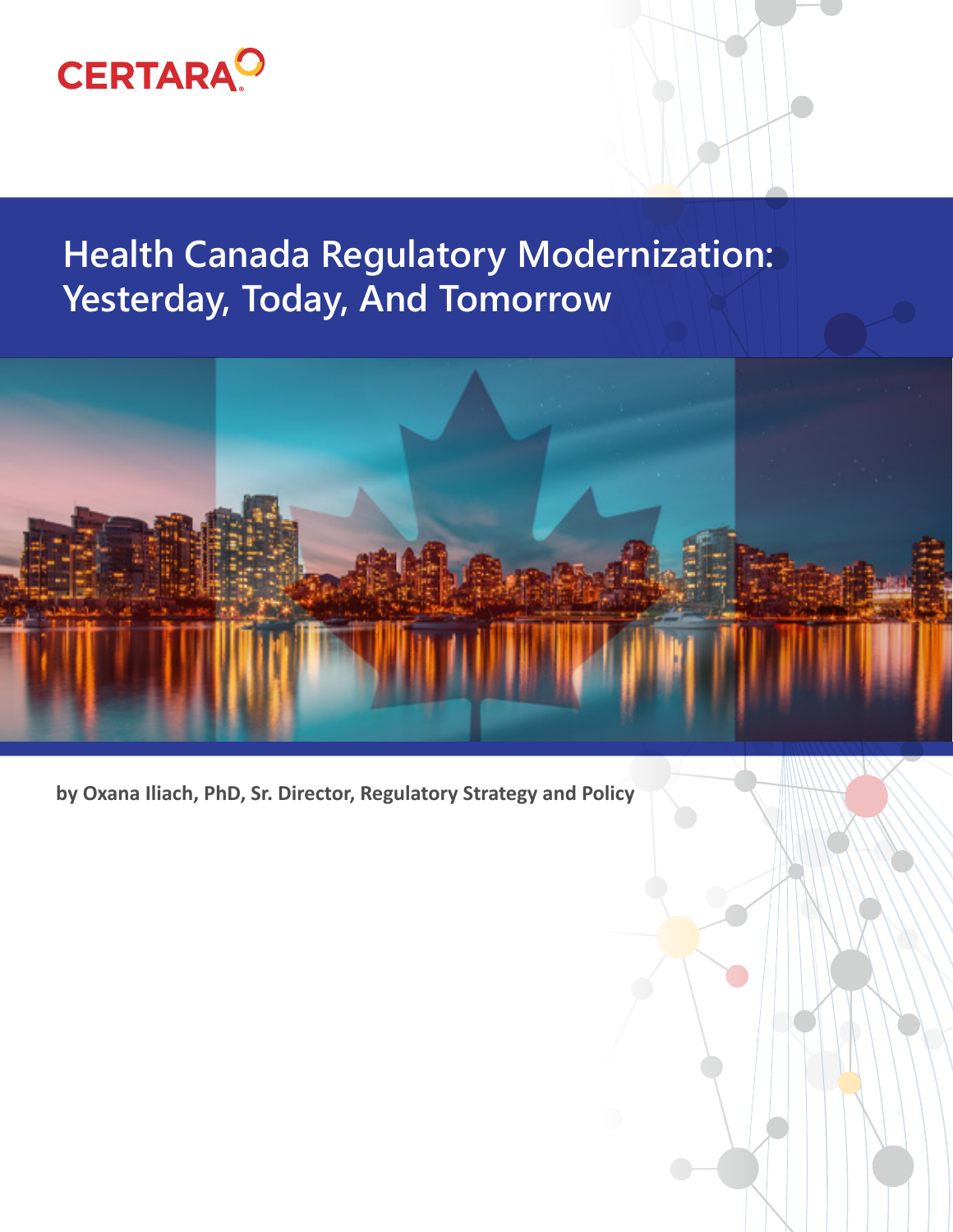CERTARA

# Health Canada Regulatory Modernization: Yesterday, Today, And Tomorrow

**by Oxana Iliach, PhD, Sr. Director, Regulatory Strategy and Policy**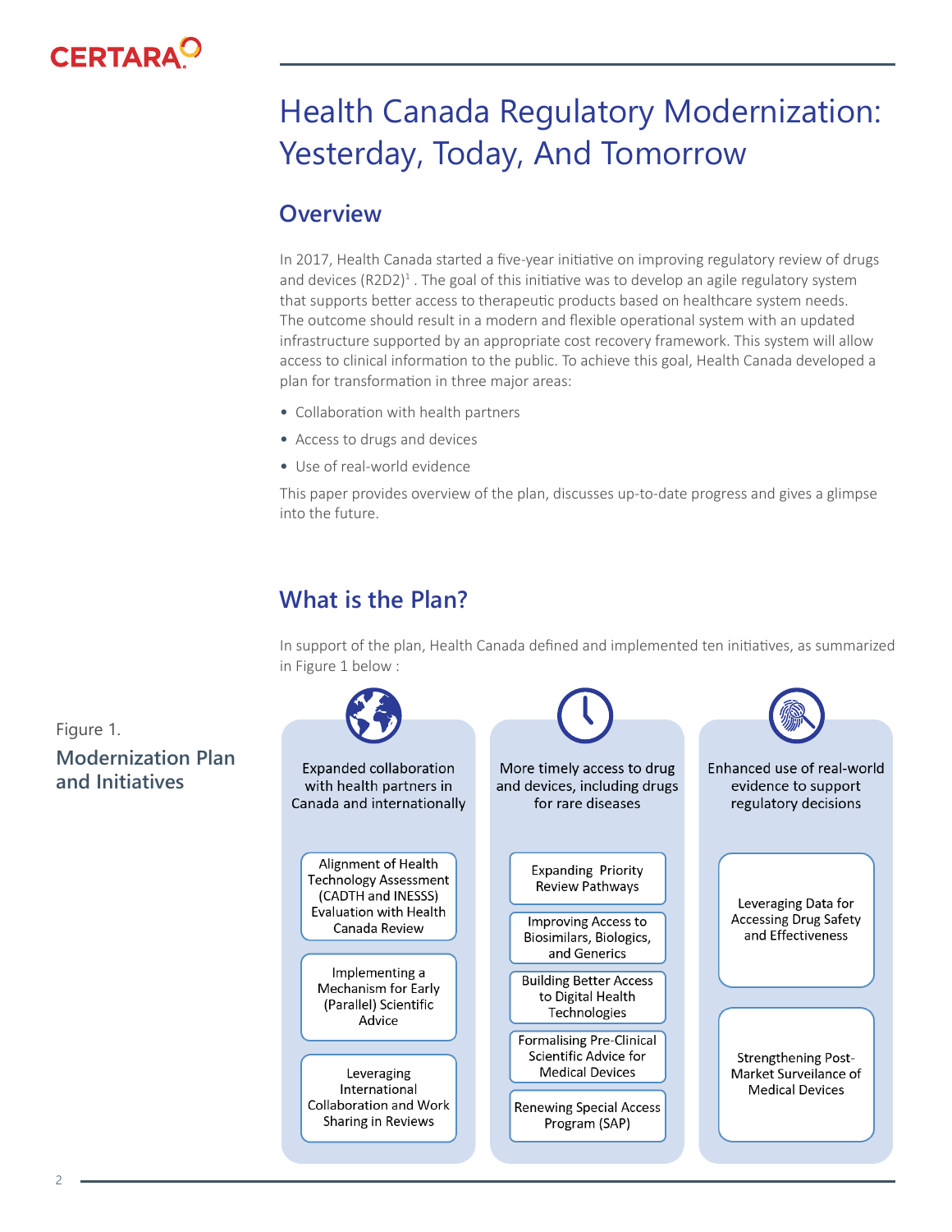# Health Canada Regulatory Modernization: Yesterday, Today, And Tomorrow

## Overview

In 2017, Health Canada started a five-year initiative on improving regulatory review of drugs and devices (R2D2)[1] . The goal of this initiative was to develop an agile regulatory system that supports better access to therapeutic products based on healthcare system needs. The outcome should result in a modern and flexible operational system with an updated infrastructure supported by an appropriate cost recovery framework. This system will allow access to clinical information to the public. To achieve this goal, Health Canada developed a plan for transformation in three major areas:

- Collaboration with health partners
- Access to drugs and devices
- Use of real-world evidence

This paper provides overview of the plan, discusses up-to-date progress and gives a glimpse into the future.

## What is the Plan?

In support of the plan, Health Canada defined and implemented ten initiatives, as summarized in Figure 1 below :

Figure 1.
**Modernization Plan and Initiatives**

| Expanded collaboration with health partners in Canada and internationally | More timely access to drug and devices, including drugs for rare diseases | Enhanced use of real-world evidence to support regulatory decisions |
|---|---|---|
| Alignment of Health Technology Assessment (CADTH and INESSS) Evaluation with Health Canada Review | Expanding Priority Review Pathways | Leveraging Data for Accessing Drug Safety and Effectiveness |
| Implementing a Mechanism for Early (Parallel) Scientific Advice | Improving Access to Biosimilars, Biologics, and Generics | Strengthening Post-Market Surveilance of Medical Devices |
| Leveraging International Collaboration and Work Sharing in Reviews | Building Better Access to Digital Health Technologies | |
| | Formalising Pre-Clinical Scientific Advice for Medical Devices | |
| | Renewing Special Access Program (SAP) | |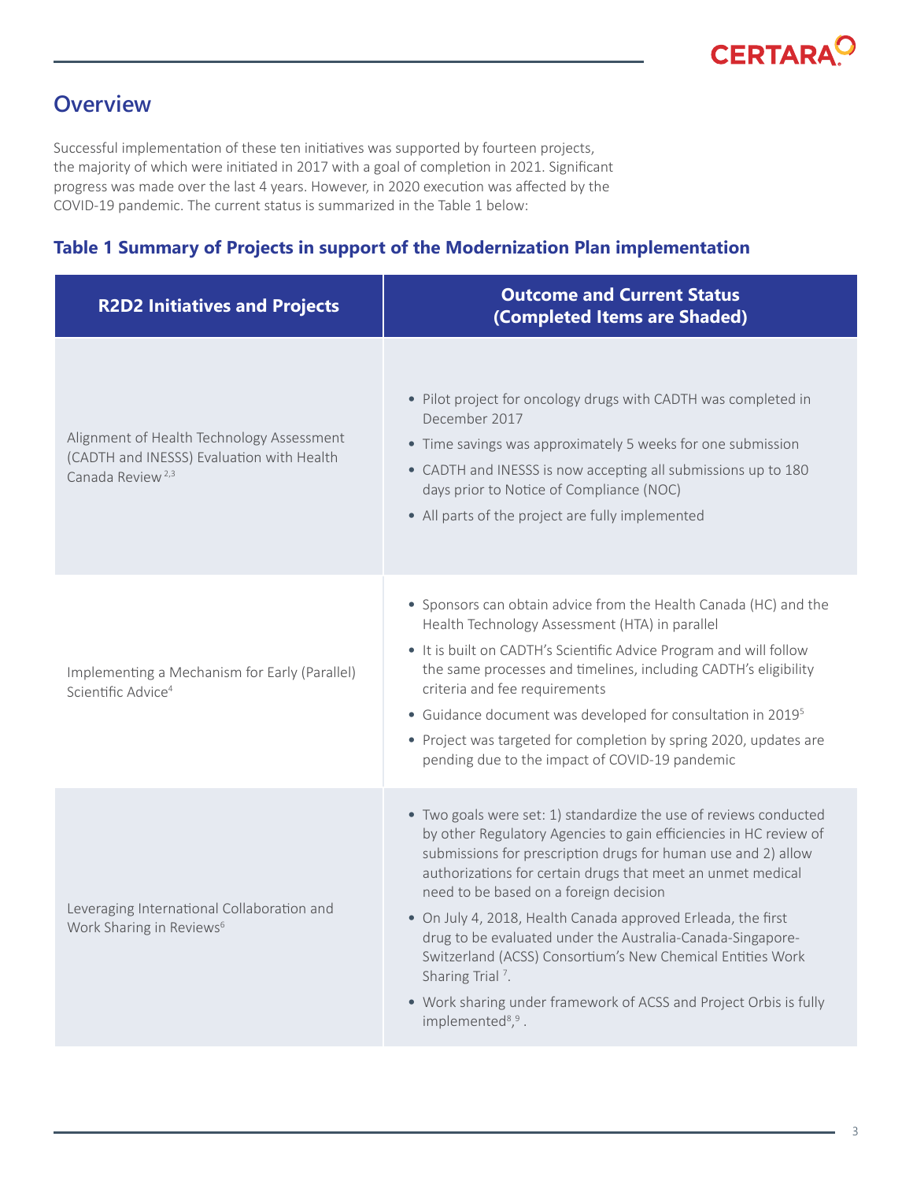## Overview

Successful implementation of these ten initiatives was supported by fourteen projects, the majority of which were initiated in 2017 with a goal of completion in 2021. Significant progress was made over the last 4 years. However, in 2020 execution was affected by the COVID-19 pandemic. The current status is summarized in the Table 1 below:

### Table 1 Summary of Projects in support of the Modernization Plan implementation

| R2D2 Initiatives and Projects | Outcome and Current Status (Completed Items are Shaded) |
|---|---|
| Alignment of Health Technology Assessment (CADTH and INESSS) Evaluation with Health Canada Review [2,3] | • Pilot project for oncology drugs with CADTH was completed in December 2017<br>• Time savings was approximately 5 weeks for one submission<br>• CADTH and INESSS is now accepting all submissions up to 180 days prior to Notice of Compliance (NOC)<br>• All parts of the project are fully implemented |
| Implementing a Mechanism for Early (Parallel) Scientific Advice[4] | • Sponsors can obtain advice from the Health Canada (HC) and the Health Technology Assessment (HTA) in parallel<br>• It is built on CADTH's Scientific Advice Program and will follow the same processes and timelines, including CADTH's eligibility criteria and fee requirements<br>• Guidance document was developed for consultation in 2019[5]<br>• Project was targeted for completion by spring 2020, updates are pending due to the impact of COVID-19 pandemic |
| Leveraging International Collaboration and Work Sharing in Reviews[6] | • Two goals were set: 1) standardize the use of reviews conducted by other Regulatory Agencies to gain efficiencies in HC review of submissions for prescription drugs for human use and 2) allow authorizations for certain drugs that meet an unmet medical need to be based on a foreign decision<br>• On July 4, 2018, Health Canada approved Erleada, the first drug to be evaluated under the Australia-Canada-Singapore-Switzerland (ACSS) Consortium's New Chemical Entities Work Sharing Trial [7].<br>• Work sharing under framework of ACSS and Project Orbis is fully implemented[8,9]. |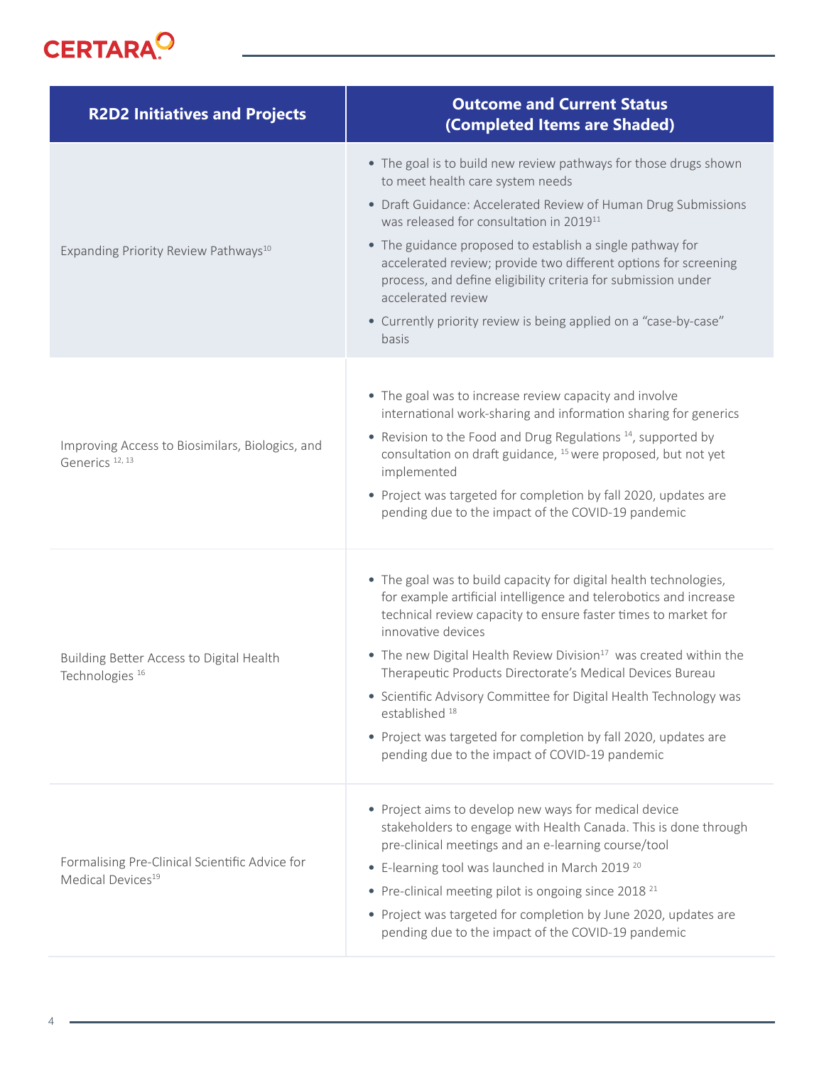| R2D2 Initiatives and Projects | Outcome and Current Status (Completed Items are Shaded) |
|---|---|
| Expanding Priority Review Pathways[10] | • The goal is to build new review pathways for those drugs shown to meet health care system needs<br>• Draft Guidance: Accelerated Review of Human Drug Submissions was released for consultation in 2019[11]<br>• The guidance proposed to establish a single pathway for accelerated review; provide two different options for screening process, and define eligibility criteria for submission under accelerated review<br>• Currently priority review is being applied on a "case-by-case" basis |
| Improving Access to Biosimilars, Biologics, and Generics [12, 13] | • The goal was to increase review capacity and involve international work-sharing and information sharing for generics<br>• Revision to the Food and Drug Regulations [14], supported by consultation on draft guidance, [15] were proposed, but not yet implemented<br>• Project was targeted for completion by fall 2020, updates are pending due to the impact of the COVID-19 pandemic |
| Building Better Access to Digital Health Technologies [16] | • The goal was to build capacity for digital health technologies, for example artificial intelligence and telerobotics and increase technical review capacity to ensure faster times to market for innovative devices<br>• The new Digital Health Review Division[17] was created within the Therapeutic Products Directorate's Medical Devices Bureau<br>• Scientific Advisory Committee for Digital Health Technology was established [18]<br>• Project was targeted for completion by fall 2020, updates are pending due to the impact of COVID-19 pandemic |
| Formalising Pre-Clinical Scientific Advice for Medical Devices[19] | • Project aims to develop new ways for medical device stakeholders to engage with Health Canada. This is done through pre-clinical meetings and an e-learning course/tool<br>• E-learning tool was launched in March 2019 [20]<br>• Pre-clinical meeting pilot is ongoing since 2018 [21]<br>• Project was targeted for completion by June 2020, updates are pending due to the impact of the COVID-19 pandemic |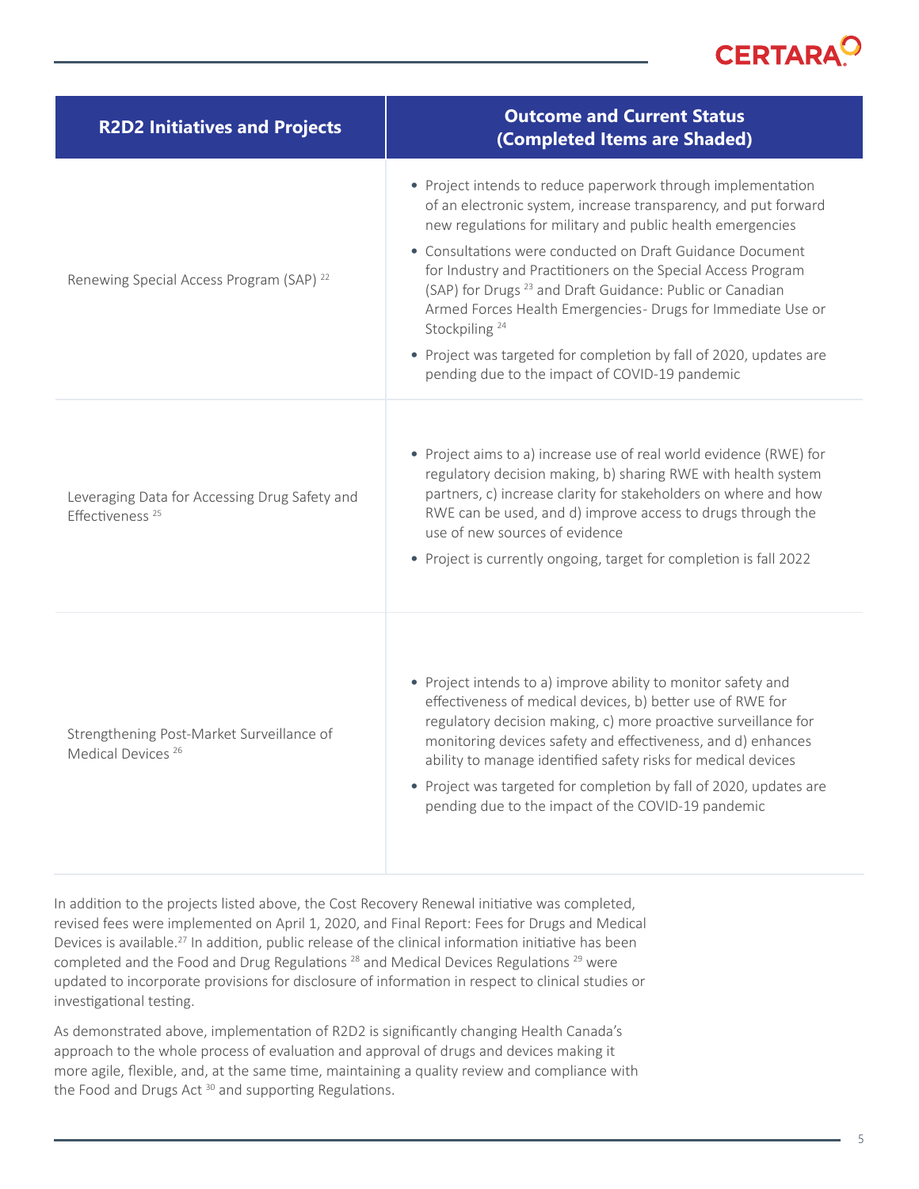| R2D2 Initiatives and Projects | Outcome and Current Status (Completed Items are Shaded) |
|---|---|
| Renewing Special Access Program (SAP) [22] | • Project intends to reduce paperwork through implementation of an electronic system, increase transparency, and put forward new regulations for military and public health emergencies<br>• Consultations were conducted on Draft Guidance Document for Industry and Practitioners on the Special Access Program (SAP) for Drugs [23] and Draft Guidance: Public or Canadian Armed Forces Health Emergencies- Drugs for Immediate Use or Stockpiling [24]<br>• Project was targeted for completion by fall of 2020, updates are pending due to the impact of COVID-19 pandemic |
| Leveraging Data for Accessing Drug Safety and Effectiveness [25] | • Project aims to a) increase use of real world evidence (RWE) for regulatory decision making, b) sharing RWE with health system partners, c) increase clarity for stakeholders on where and how RWE can be used, and d) improve access to drugs through the use of new sources of evidence<br>• Project is currently ongoing, target for completion is fall 2022 |
| Strengthening Post-Market Surveillance of Medical Devices [26] | • Project intends to a) improve ability to monitor safety and effectiveness of medical devices, b) better use of RWE for regulatory decision making, c) more proactive surveillance for monitoring devices safety and effectiveness, and d) enhances ability to manage identified safety risks for medical devices<br>• Project was targeted for completion by fall of 2020, updates are pending due to the impact of the COVID-19 pandemic |

In addition to the projects listed above, the Cost Recovery Renewal initiative was completed, revised fees were implemented on April 1, 2020, and Final Report: Fees for Drugs and Medical Devices is available.[27] In addition, public release of the clinical information initiative has been completed and the Food and Drug Regulations [28] and Medical Devices Regulations [29] were updated to incorporate provisions for disclosure of information in respect to clinical studies or investigational testing.

As demonstrated above, implementation of R2D2 is significantly changing Health Canada's approach to the whole process of evaluation and approval of drugs and devices making it more agile, flexible, and, at the same time, maintaining a quality review and compliance with the Food and Drugs Act [30] and supporting Regulations.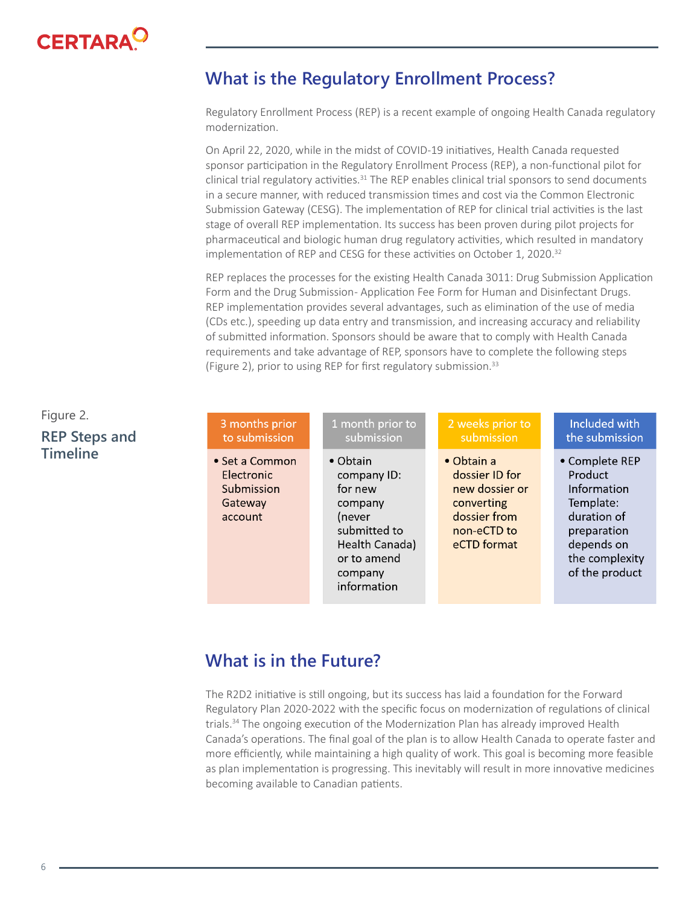## What is the Regulatory Enrollment Process?

Regulatory Enrollment Process (REP) is a recent example of ongoing Health Canada regulatory modernization.

On April 22, 2020, while in the midst of COVID-19 initiatives, Health Canada requested sponsor participation in the Regulatory Enrollment Process (REP), a non-functional pilot for clinical trial regulatory activities.[31] The REP enables clinical trial sponsors to send documents in a secure manner, with reduced transmission times and cost via the Common Electronic Submission Gateway (CESG). The implementation of REP for clinical trial activities is the last stage of overall REP implementation. Its success has been proven during pilot projects for pharmaceutical and biologic human drug regulatory activities, which resulted in mandatory implementation of REP and CESG for these activities on October 1, 2020.[32]

REP replaces the processes for the existing Health Canada 3011: Drug Submission Application Form and the Drug Submission- Application Fee Form for Human and Disinfectant Drugs. REP implementation provides several advantages, such as elimination of the use of media (CDs etc.), speeding up data entry and transmission, and increasing accuracy and reliability of submitted information. Sponsors should be aware that to comply with Health Canada requirements and take advantage of REP, sponsors have to complete the following steps (Figure 2), prior to using REP for first regulatory submission.[33]

Figure 2.

**REP Steps and Timeline**

| 3 months prior to submission | 1 month prior to submission | 2 weeks prior to submission | Included with the submission |
|---|---|---|---|
| • Set a Common Electronic Submission Gateway account | • Obtain company ID: for new company (never submitted to Health Canada) or to amend company information | • Obtain a dossier ID for new dossier or converting dossier from non-eCTD to eCTD format | • Complete REP Product Information Template: duration of preparation depends on the complexity of the product |

## What is in the Future?

The R2D2 initiative is still ongoing, but its success has laid a foundation for the Forward Regulatory Plan 2020-2022 with the specific focus on modernization of regulations of clinical trials.[34] The ongoing execution of the Modernization Plan has already improved Health Canada's operations. The final goal of the plan is to allow Health Canada to operate faster and more efficiently, while maintaining a high quality of work. This goal is becoming more feasible as plan implementation is progressing. This inevitably will result in more innovative medicines becoming available to Canadian patients.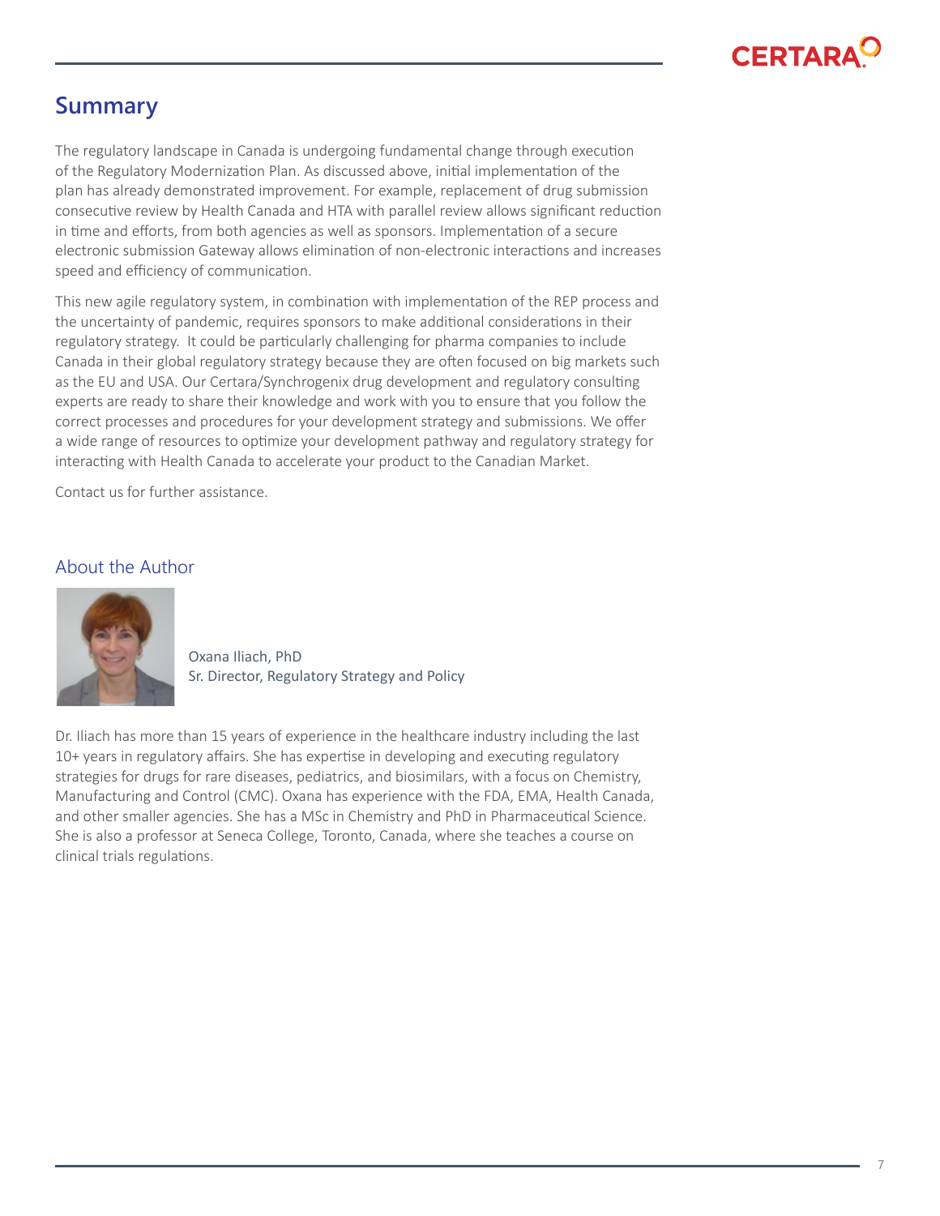## Summary

The regulatory landscape in Canada is undergoing fundamental change through execution of the Regulatory Modernization Plan. As discussed above, initial implementation of the plan has already demonstrated improvement. For example, replacement of drug submission consecutive review by Health Canada and HTA with parallel review allows significant reduction in time and efforts, from both agencies as well as sponsors. Implementation of a secure electronic submission Gateway allows elimination of non-electronic interactions and increases speed and efficiency of communication.

This new agile regulatory system, in combination with implementation of the REP process and the uncertainty of pandemic, requires sponsors to make additional considerations in their regulatory strategy. It could be particularly challenging for pharma companies to include Canada in their global regulatory strategy because they are often focused on big markets such as the EU and USA. Our Certara/Synchrogenix drug development and regulatory consulting experts are ready to share their knowledge and work with you to ensure that you follow the correct processes and procedures for your development strategy and submissions. We offer a wide range of resources to optimize your development pathway and regulatory strategy for interacting with Health Canada to accelerate your product to the Canadian Market.

Contact us for further assistance.

### About the Author

Oxana Iliach, PhD
Sr. Director, Regulatory Strategy and Policy

Dr. Iliach has more than 15 years of experience in the healthcare industry including the last 10+ years in regulatory affairs. She has expertise in developing and executing regulatory strategies for drugs for rare diseases, pediatrics, and biosimilars, with a focus on Chemistry, Manufacturing and Control (CMC). Oxana has experience with the FDA, EMA, Health Canada, and other smaller agencies. She has a MSc in Chemistry and PhD in Pharmaceutical Science. She is also a professor at Seneca College, Toronto, Canada, where she teaches a course on clinical trials regulations.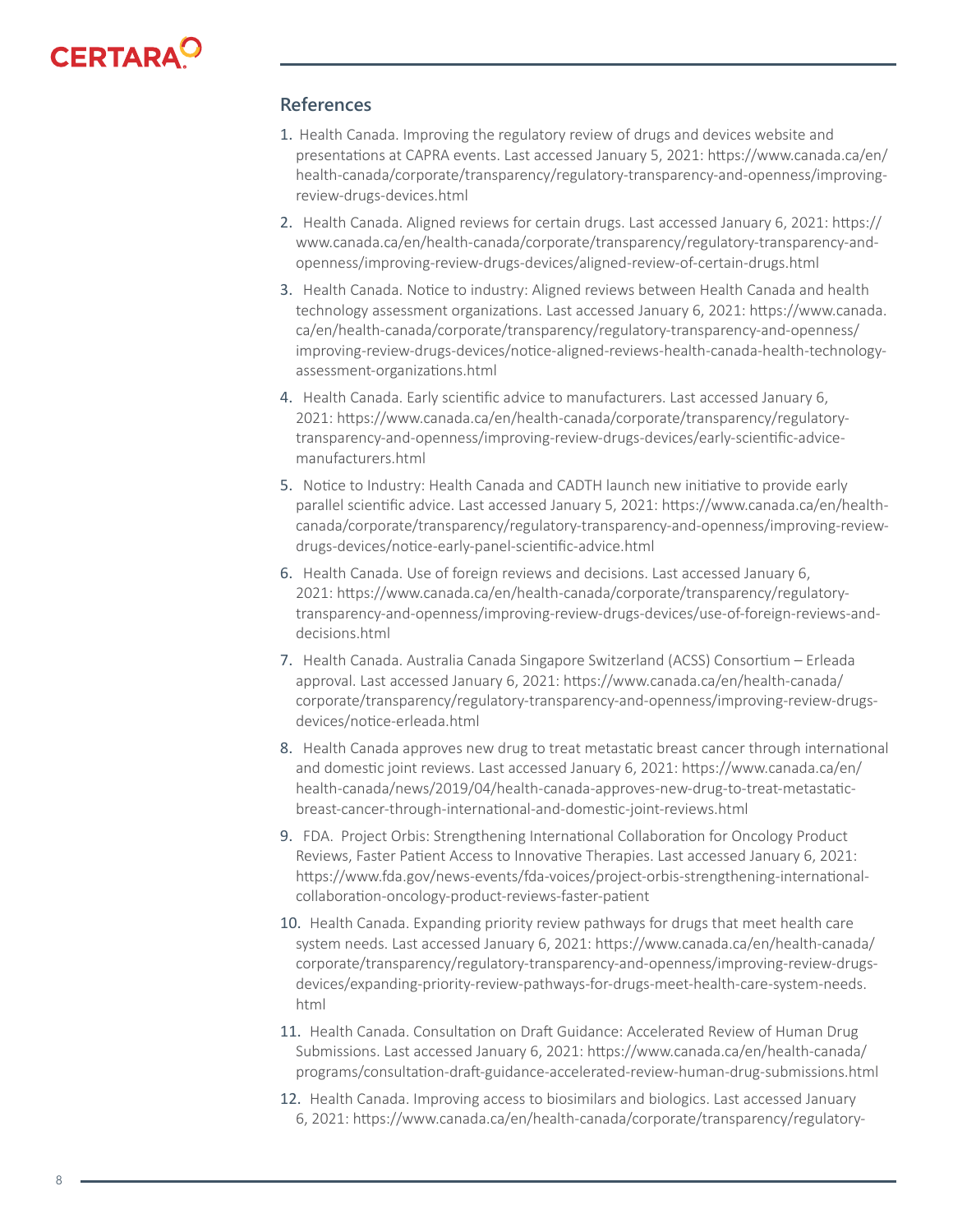## References

1. Health Canada. Improving the regulatory review of drugs and devices website and presentations at CAPRA events. Last accessed January 5, 2021: https://www.canada.ca/en/health-canada/corporate/transparency/regulatory-transparency-and-openness/improving-review-drugs-devices.html
2. Health Canada. Aligned reviews for certain drugs. Last accessed January 6, 2021: https://www.canada.ca/en/health-canada/corporate/transparency/regulatory-transparency-and-openness/improving-review-drugs-devices/aligned-review-of-certain-drugs.html
3. Health Canada. Notice to industry: Aligned reviews between Health Canada and health technology assessment organizations. Last accessed January 6, 2021: https://www.canada.ca/en/health-canada/corporate/transparency/regulatory-transparency-and-openness/improving-review-drugs-devices/notice-aligned-reviews-health-canada-health-technology-assessment-organizations.html
4. Health Canada. Early scientific advice to manufacturers. Last accessed January 6, 2021: https://www.canada.ca/en/health-canada/corporate/transparency/regulatory-transparency-and-openness/improving-review-drugs-devices/early-scientific-advice-manufacturers.html
5. Notice to Industry: Health Canada and CADTH launch new initiative to provide early parallel scientific advice. Last accessed January 5, 2021: https://www.canada.ca/en/health-canada/corporate/transparency/regulatory-transparency-and-openness/improving-review-drugs-devices/notice-early-panel-scientific-advice.html
6. Health Canada. Use of foreign reviews and decisions. Last accessed January 6, 2021: https://www.canada.ca/en/health-canada/corporate/transparency/regulatory-transparency-and-openness/improving-review-drugs-devices/use-of-foreign-reviews-and-decisions.html
7. Health Canada. Australia Canada Singapore Switzerland (ACSS) Consortium – Erleada approval. Last accessed January 6, 2021: https://www.canada.ca/en/health-canada/corporate/transparency/regulatory-transparency-and-openness/improving-review-drugs-devices/notice-erleada.html
8. Health Canada approves new drug to treat metastatic breast cancer through international and domestic joint reviews. Last accessed January 6, 2021: https://www.canada.ca/en/health-canada/news/2019/04/health-canada-approves-new-drug-to-treat-metastatic-breast-cancer-through-international-and-domestic-joint-reviews.html
9. FDA. Project Orbis: Strengthening International Collaboration for Oncology Product Reviews, Faster Patient Access to Innovative Therapies. Last accessed January 6, 2021: https://www.fda.gov/news-events/fda-voices/project-orbis-strengthening-international-collaboration-oncology-product-reviews-faster-patient
10. Health Canada. Expanding priority review pathways for drugs that meet health care system needs. Last accessed January 6, 2021: https://www.canada.ca/en/health-canada/corporate/transparency/regulatory-transparency-and-openness/improving-review-drugs-devices/expanding-priority-review-pathways-for-drugs-meet-health-care-system-needs.html
11. Health Canada. Consultation on Draft Guidance: Accelerated Review of Human Drug Submissions. Last accessed January 6, 2021: https://www.canada.ca/en/health-canada/programs/consultation-draft-guidance-accelerated-review-human-drug-submissions.html
12. Health Canada. Improving access to biosimilars and biologics. Last accessed January 6, 2021: https://www.canada.ca/en/health-canada/corporate/transparency/regulatory-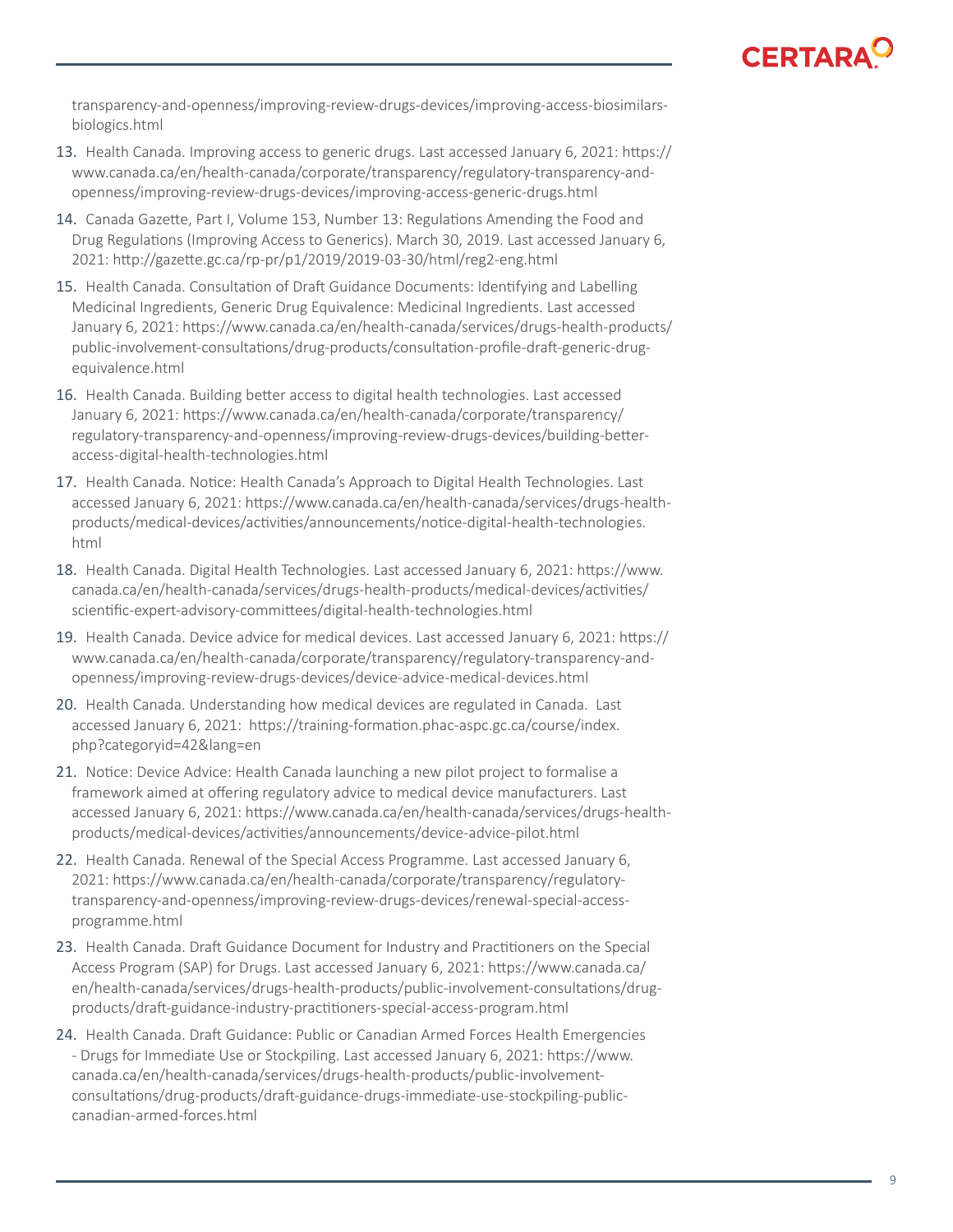transparency-and-openness/improving-review-drugs-devices/improving-access-biosimilars-biologics.html

13. Health Canada. Improving access to generic drugs. Last accessed January 6, 2021: https://www.canada.ca/en/health-canada/corporate/transparency/regulatory-transparency-and-openness/improving-review-drugs-devices/improving-access-generic-drugs.html
14. Canada Gazette, Part I, Volume 153, Number 13: Regulations Amending the Food and Drug Regulations (Improving Access to Generics). March 30, 2019. Last accessed January 6, 2021: http://gazette.gc.ca/rp-pr/p1/2019/2019-03-30/html/reg2-eng.html
15. Health Canada. Consultation of Draft Guidance Documents: Identifying and Labelling Medicinal Ingredients, Generic Drug Equivalence: Medicinal Ingredients. Last accessed January 6, 2021: https://www.canada.ca/en/health-canada/services/drugs-health-products/public-involvement-consultations/drug-products/consultation-profile-draft-generic-drug-equivalence.html
16. Health Canada. Building better access to digital health technologies. Last accessed January 6, 2021: https://www.canada.ca/en/health-canada/corporate/transparency/regulatory-transparency-and-openness/improving-review-drugs-devices/building-better-access-digital-health-technologies.html
17. Health Canada. Notice: Health Canada's Approach to Digital Health Technologies. Last accessed January 6, 2021: https://www.canada.ca/en/health-canada/services/drugs-health-products/medical-devices/activities/announcements/notice-digital-health-technologies.html
18. Health Canada. Digital Health Technologies. Last accessed January 6, 2021: https://www.canada.ca/en/health-canada/services/drugs-health-products/medical-devices/activities/scientific-expert-advisory-committees/digital-health-technologies.html
19. Health Canada. Device advice for medical devices. Last accessed January 6, 2021: https://www.canada.ca/en/health-canada/corporate/transparency/regulatory-transparency-and-openness/improving-review-drugs-devices/device-advice-medical-devices.html
20. Health Canada. Understanding how medical devices are regulated in Canada. Last accessed January 6, 2021: https://training-formation.phac-aspc.gc.ca/course/index.php?categoryid=42&lang=en
21. Notice: Device Advice: Health Canada launching a new pilot project to formalise a framework aimed at offering regulatory advice to medical device manufacturers. Last accessed January 6, 2021: https://www.canada.ca/en/health-canada/services/drugs-health-products/medical-devices/activities/announcements/device-advice-pilot.html
22. Health Canada. Renewal of the Special Access Programme. Last accessed January 6, 2021: https://www.canada.ca/en/health-canada/corporate/transparency/regulatory-transparency-and-openness/improving-review-drugs-devices/renewal-special-access-programme.html
23. Health Canada. Draft Guidance Document for Industry and Practitioners on the Special Access Program (SAP) for Drugs. Last accessed January 6, 2021: https://www.canada.ca/en/health-canada/services/drugs-health-products/public-involvement-consultations/drug-products/draft-guidance-industry-practitioners-special-access-program.html
24. Health Canada. Draft Guidance: Public or Canadian Armed Forces Health Emergencies - Drugs for Immediate Use or Stockpiling. Last accessed January 6, 2021: https://www.canada.ca/en/health-canada/services/drugs-health-products/public-involvement-consultations/drug-products/draft-guidance-drugs-immediate-use-stockpiling-public-canadian-armed-forces.html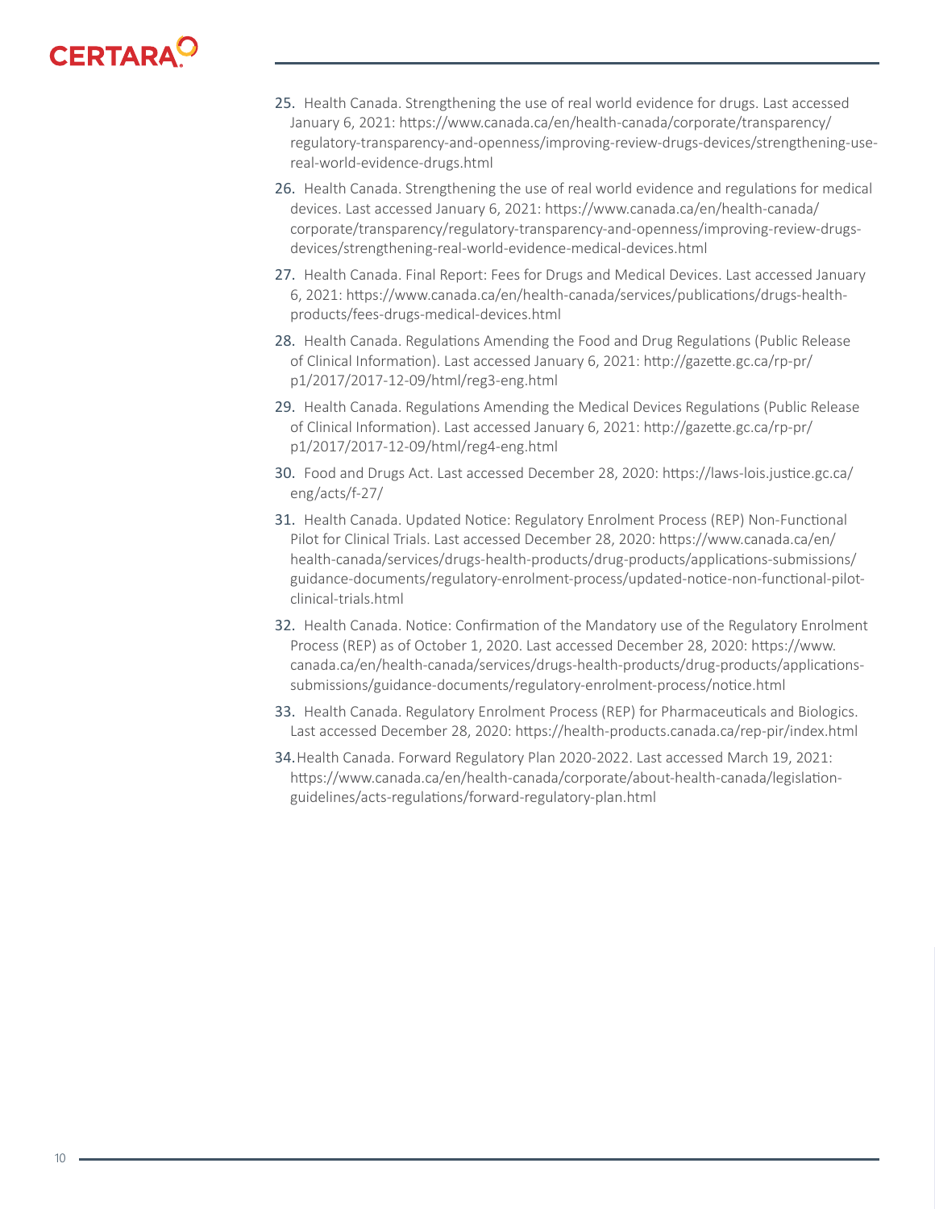25. Health Canada. Strengthening the use of real world evidence for drugs. Last accessed January 6, 2021: https://www.canada.ca/en/health-canada/corporate/transparency/regulatory-transparency-and-openness/improving-review-drugs-devices/strengthening-use-real-world-evidence-drugs.html

26. Health Canada. Strengthening the use of real world evidence and regulations for medical devices. Last accessed January 6, 2021: https://www.canada.ca/en/health-canada/corporate/transparency/regulatory-transparency-and-openness/improving-review-drugs-devices/strengthening-real-world-evidence-medical-devices.html

27. Health Canada. Final Report: Fees for Drugs and Medical Devices. Last accessed January 6, 2021: https://www.canada.ca/en/health-canada/services/publications/drugs-health-products/fees-drugs-medical-devices.html

28. Health Canada. Regulations Amending the Food and Drug Regulations (Public Release of Clinical Information). Last accessed January 6, 2021: http://gazette.gc.ca/rp-pr/p1/2017/2017-12-09/html/reg3-eng.html

29. Health Canada. Regulations Amending the Medical Devices Regulations (Public Release of Clinical Information). Last accessed January 6, 2021: http://gazette.gc.ca/rp-pr/p1/2017/2017-12-09/html/reg4-eng.html

30. Food and Drugs Act. Last accessed December 28, 2020: https://laws-lois.justice.gc.ca/eng/acts/f-27/

31. Health Canada. Updated Notice: Regulatory Enrolment Process (REP) Non-Functional Pilot for Clinical Trials. Last accessed December 28, 2020: https://www.canada.ca/en/health-canada/services/drugs-health-products/drug-products/applications-submissions/guidance-documents/regulatory-enrolment-process/updated-notice-non-functional-pilot-clinical-trials.html

32. Health Canada. Notice: Confirmation of the Mandatory use of the Regulatory Enrolment Process (REP) as of October 1, 2020. Last accessed December 28, 2020: https://www.canada.ca/en/health-canada/services/drugs-health-products/drug-products/applications-submissions/guidance-documents/regulatory-enrolment-process/notice.html

33. Health Canada. Regulatory Enrolment Process (REP) for Pharmaceuticals and Biologics. Last accessed December 28, 2020: https://health-products.canada.ca/rep-pir/index.html

34. Health Canada. Forward Regulatory Plan 2020-2022. Last accessed March 19, 2021: https://www.canada.ca/en/health-canada/corporate/about-health-canada/legislation-guidelines/acts-regulations/forward-regulatory-plan.html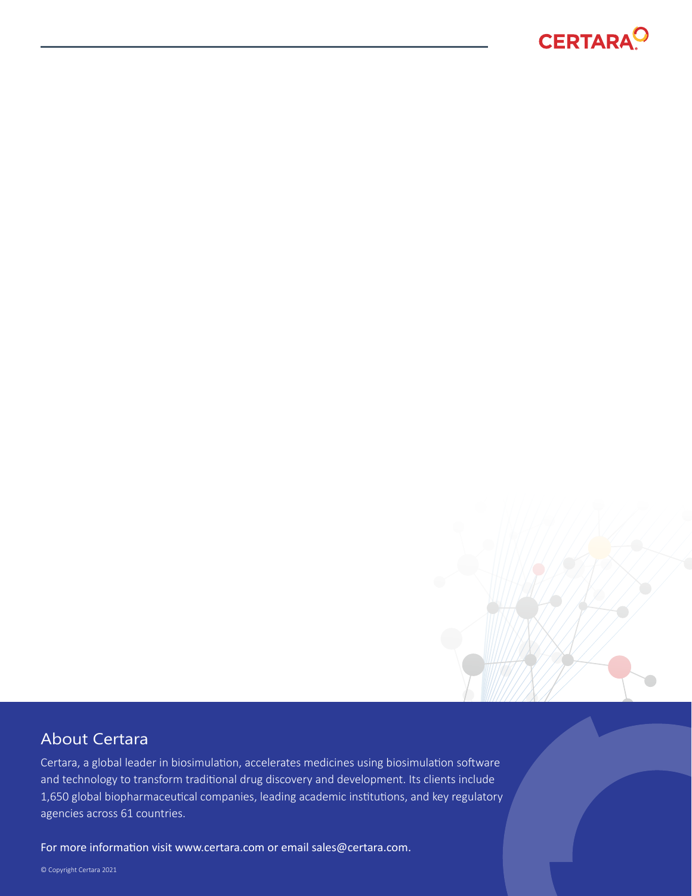## About Certara

Certara, a global leader in biosimulation, accelerates medicines using biosimulation software and technology to transform traditional drug discovery and development. Its clients include 1,650 global biopharmaceutical companies, leading academic institutions, and key regulatory agencies across 61 countries.

For more information visit www.certara.com or email sales@certara.com.

© Copyright Certara 2021